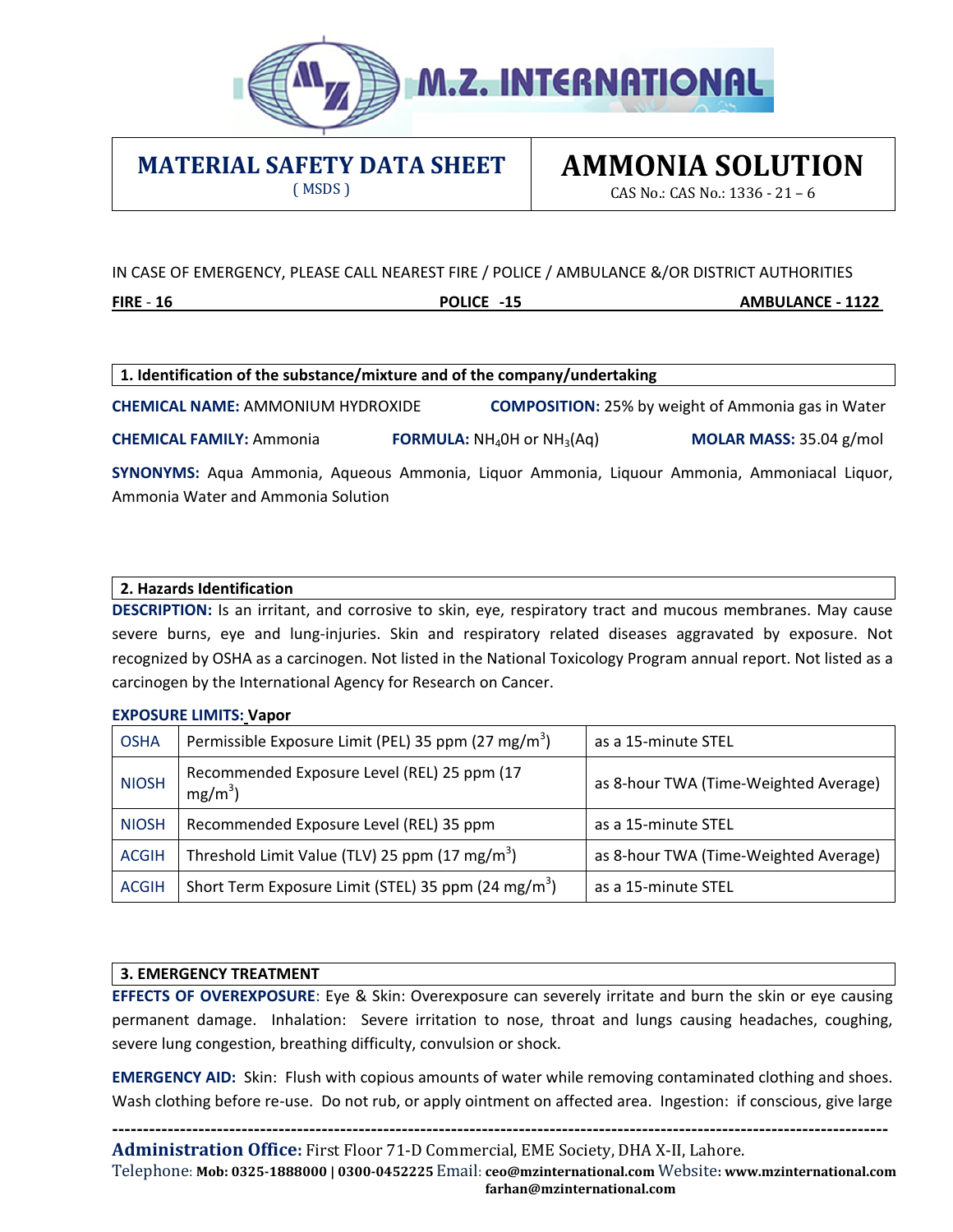# MATERIAL SAFETY DATA SHEET
( MSDS )

# AMMONIA SOLUTION
CAS No.: CAS No.: 1336 - 21 – 6

IN CASE OF EMERGENCY, PLEASE CALL NEAREST FIRE / POLICE / AMBULANCE &/OR DISTRICT AUTHORITIES

**FIRE - 16** **POLICE -15** **AMBULANCE - 1122**

## 1. Identification of the substance/mixture and of the company/undertaking

**CHEMICAL NAME:** AMMONIUM HYDROXIDE **COMPOSITION:** 25% by weight of Ammonia gas in Water

**CHEMICAL FAMILY:** Ammonia **FORMULA:** $NH_40H$ or $NH_3(Aq)$ **MOLAR MASS:** 35.04 g/mol

**SYNONYMS:** Aqua Ammonia, Aqueous Ammonia, Liquor Ammonia, Liquour Ammonia, Ammoniacal Liquor, Ammonia Water and Ammonia Solution

## 2. Hazards Identification

**DESCRIPTION:** Is an irritant, and corrosive to skin, eye, respiratory tract and mucous membranes. May cause severe burns, eye and lung-injuries. Skin and respiratory related diseases aggravated by exposure. Not recognized by OSHA as a carcinogen. Not listed in the National Toxicology Program annual report. Not listed as a carcinogen by the International Agency for Research on Cancer.

**EXPOSURE LIMITS: Vapor**

| | | |
|---|---|---|
| OSHA | Permissible Exposure Limit (PEL) 35 ppm (27 $mg/m^3$) | as a 15-minute STEL |
| NIOSH | Recommended Exposure Level (REL) 25 ppm (17 $mg/m^3$) | as 8-hour TWA (Time-Weighted Average) |
| NIOSH | Recommended Exposure Level (REL) 35 ppm | as a 15-minute STEL |
| ACGIH | Threshold Limit Value (TLV) 25 ppm (17 $mg/m^3$) | as 8-hour TWA (Time-Weighted Average) |
| ACGIH | Short Term Exposure Limit (STEL) 35 ppm (24 $mg/m^3$) | as a 15-minute STEL |

## 3. EMERGENCY TREATMENT

**EFFECTS OF OVEREXPOSURE**: Eye & Skin: Overexposure can severely irritate and burn the skin or eye causing permanent damage. Inhalation: Severe irritation to nose, throat and lungs causing headaches, coughing, severe lung congestion, breathing difficulty, convulsion or shock.

**EMERGENCY AID:** Skin: Flush with copious amounts of water while removing contaminated clothing and shoes. Wash clothing before re-use. Do not rub, or apply ointment on affected area. Ingestion: if conscious, give large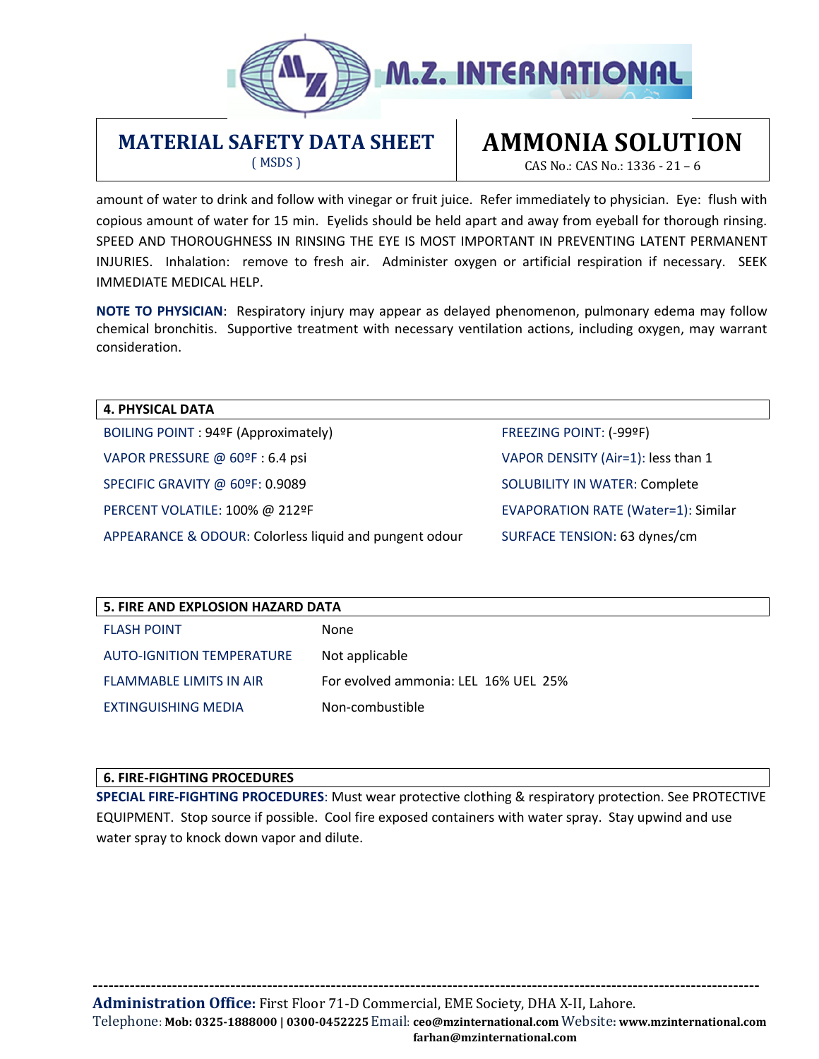amount of water to drink and follow with vinegar or fruit juice. Refer immediately to physician. Eye: flush with copious amount of water for 15 min. Eyelids should be held apart and away from eyeball for thorough rinsing. SPEED AND THOROUGHNESS IN RINSING THE EYE IS MOST IMPORTANT IN PREVENTING LATENT PERMANENT INJURIES. Inhalation: remove to fresh air. Administer oxygen or artificial respiration if necessary. SEEK IMMEDIATE MEDICAL HELP.

**NOTE TO PHYSICIAN**: Respiratory injury may appear as delayed phenomenon, pulmonary edema may follow chemical bronchitis. Supportive treatment with necessary ventilation actions, including oxygen, may warrant consideration.

## 4. PHYSICAL DATA

| | |
|---|---|
| BOILING POINT : 94ºF (Approximately) | FREEZING POINT: (-99ºF) |
| VAPOR PRESSURE @ 60ºF : 6.4 psi | VAPOR DENSITY (Air=1): less than 1 |
| SPECIFIC GRAVITY @ 60ºF: 0.9089 | SOLUBILITY IN WATER: Complete |
| PERCENT VOLATILE: 100% @ 212ºF | EVAPORATION RATE (Water=1): Similar |
| APPEARANCE & ODOUR: Colorless liquid and pungent odour | SURFACE TENSION: 63 dynes/cm |

## 5. FIRE AND EXPLOSION HAZARD DATA

| | |
|---|---|
| FLASH POINT | None |
| AUTO-IGNITION TEMPERATURE | Not applicable |
| FLAMMABLE LIMITS IN AIR | For evolved ammonia: LEL 16% UEL 25% |
| EXTINGUISHING MEDIA | Non-combustible |

## 6. FIRE-FIGHTING PROCEDURES

**SPECIAL FIRE-FIGHTING PROCEDURES**: Must wear protective clothing & respiratory protection. See PROTECTIVE EQUIPMENT. Stop source if possible. Cool fire exposed containers with water spray. Stay upwind and use water spray to knock down vapor and dilute.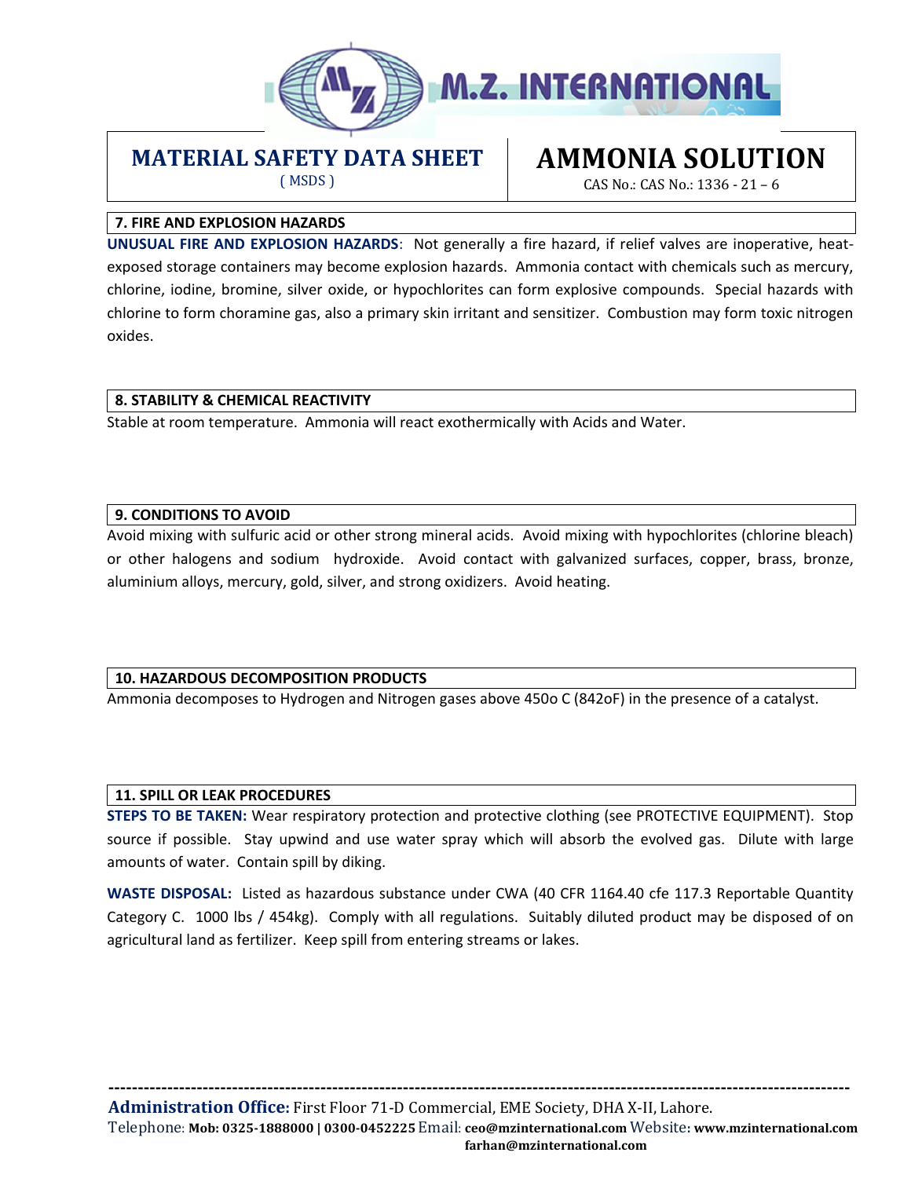**MATERIAL SAFETY DATA SHEET**
( MSDS )

# AMMONIA SOLUTION

CAS No.: CAS No.: 1336 - 21 – 6

## 7. FIRE AND EXPLOSION HAZARDS

**UNUSUAL FIRE AND EXPLOSION HAZARDS**: Not generally a fire hazard, if relief valves are inoperative, heat-exposed storage containers may become explosion hazards. Ammonia contact with chemicals such as mercury, chlorine, iodine, bromine, silver oxide, or hypochlorites can form explosive compounds. Special hazards with chlorine to form choramine gas, also a primary skin irritant and sensitizer. Combustion may form toxic nitrogen oxides.

## 8. STABILITY & CHEMICAL REACTIVITY

Stable at room temperature. Ammonia will react exothermically with Acids and Water.

## 9. CONDITIONS TO AVOID

Avoid mixing with sulfuric acid or other strong mineral acids. Avoid mixing with hypochlorites (chlorine bleach) or other halogens and sodium hydroxide. Avoid contact with galvanized surfaces, copper, brass, bronze, aluminium alloys, mercury, gold, silver, and strong oxidizers. Avoid heating.

## 10. HAZARDOUS DECOMPOSITION PRODUCTS

Ammonia decomposes to Hydrogen and Nitrogen gases above 450o C (842oF) in the presence of a catalyst.

## 11. SPILL OR LEAK PROCEDURES

**STEPS TO BE TAKEN:** Wear respiratory protection and protective clothing (see PROTECTIVE EQUIPMENT). Stop source if possible. Stay upwind and use water spray which will absorb the evolved gas. Dilute with large amounts of water. Contain spill by diking.

**WASTE DISPOSAL:** Listed as hazardous substance under CWA (40 CFR 1164.40 cfe 117.3 Reportable Quantity Category C. 1000 lbs / 454kg). Comply with all regulations. Suitably diluted product may be disposed of on agricultural land as fertilizer. Keep spill from entering streams or lakes.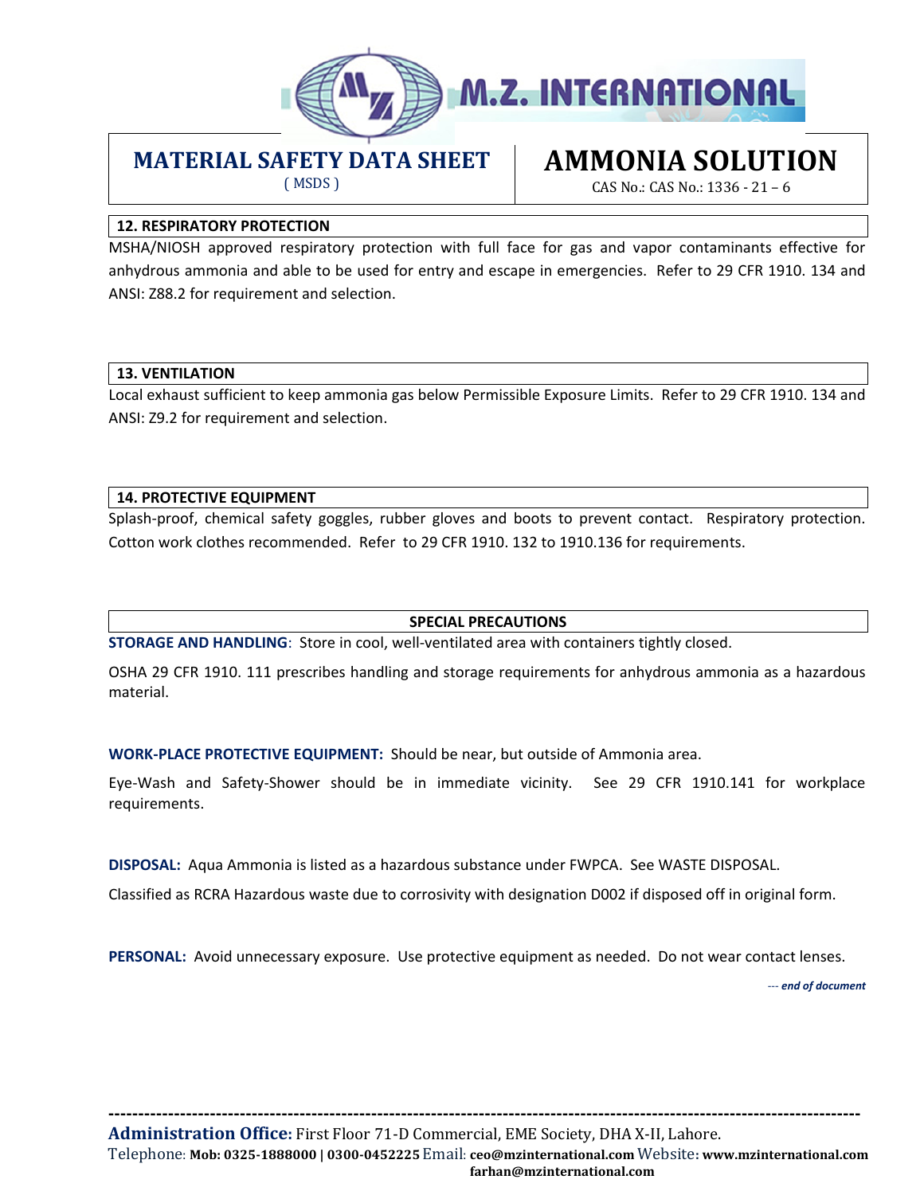**MATERIAL SAFETY DATA SHEET**
( MSDS )

# AMMONIA SOLUTION

CAS No.: CAS No.: 1336 - 21 – 6

## 12. RESPIRATORY PROTECTION

MSHA/NIOSH approved respiratory protection with full face for gas and vapor contaminants effective for anhydrous ammonia and able to be used for entry and escape in emergencies. Refer to 29 CFR 1910. 134 and ANSI: Z88.2 for requirement and selection.

## 13. VENTILATION

Local exhaust sufficient to keep ammonia gas below Permissible Exposure Limits. Refer to 29 CFR 1910. 134 and ANSI: Z9.2 for requirement and selection.

## 14. PROTECTIVE EQUIPMENT

Splash-proof, chemical safety goggles, rubber gloves and boots to prevent contact. Respiratory protection. Cotton work clothes recommended. Refer to 29 CFR 1910. 132 to 1910.136 for requirements.

## SPECIAL PRECAUTIONS

**STORAGE AND HANDLING**: Store in cool, well-ventilated area with containers tightly closed.

OSHA 29 CFR 1910. 111 prescribes handling and storage requirements for anhydrous ammonia as a hazardous material.

**WORK-PLACE PROTECTIVE EQUIPMENT:** Should be near, but outside of Ammonia area.

Eye-Wash and Safety-Shower should be in immediate vicinity. See 29 CFR 1910.141 for workplace requirements.

**DISPOSAL:** Aqua Ammonia is listed as a hazardous substance under FWPCA. See WASTE DISPOSAL.

Classified as RCRA Hazardous waste due to corrosivity with designation D002 if disposed off in original form.

**PERSONAL:** Avoid unnecessary exposure. Use protective equipment as needed. Do not wear contact lenses.

*--- end of document*